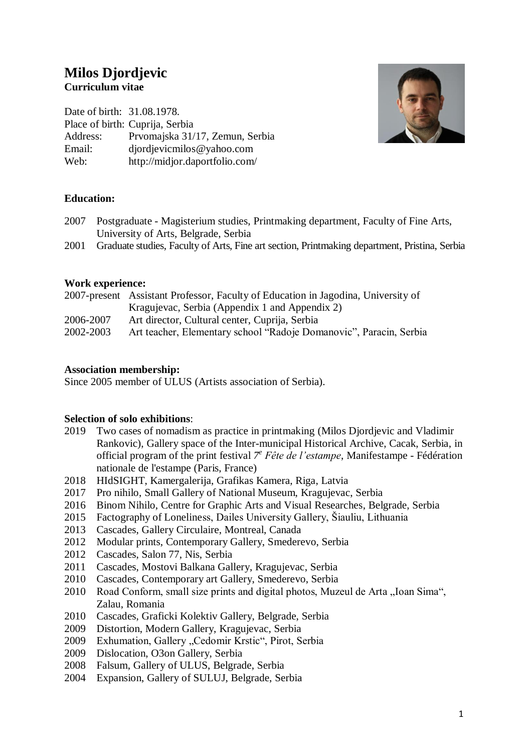# Milos Djordjevic

**Curriculum vitae**

Date of birth: 31.08.1978.
Place of birth: Cuprija, Serbia
Address: Prvomajska 31/17, Zemun, Serbia
Email: djordjevicmilos@yahoo.com
Web: http://midjor.daportfolio.com/

**Education:**

2007 Postgraduate - Magisterium studies, Printmaking department, Faculty of Fine Arts, University of Arts, Belgrade, Serbia
2001 Graduate studies, Faculty of Arts, Fine art section, Printmaking department, Pristina, Serbia

**Work experience:**

2007-present Assistant Professor, Faculty of Education in Jagodina, University of Kragujevac, Serbia (Appendix 1 and Appendix 2)
2006-2007 Art director, Cultural center, Cuprija, Serbia
2002-2003 Art teacher, Elementary school "Radoje Domanovic", Paracin, Serbia

**Association membership:**

Since 2005 member of ULUS (Artists association of Serbia).

**Selection of solo exhibitions**:

2019 Two cases of nomadism as practice in printmaking (Milos Djordjevic and Vladimir Rankovic), Gallery space of the Inter-municipal Historical Archive, Cacak, Serbia, in official program of the print festival *7e Fête de l'estampe*, Manifestampe - Fédération nationale de l'estampe (Paris, France)
2018 HIdSIGHT, Kamergalerija, Grafikas Kamera, Riga, Latvia
2017 Pro nihilo, Small Gallery of National Museum, Kragujevac, Serbia
2016 Binom Nihilo, Centre for Graphic Arts and Visual Researches, Belgrade, Serbia
2015 Factography of Loneliness, Dailes University Gallery, Šiauliu, Lithuania
2013 Cascades, Gallery Circulaire, Montreal, Canada
2012 Modular prints, Contemporary Gallery, Smederevo, Serbia
2012 Cascades, Salon 77, Nis, Serbia
2011 Cascades, Mostovi Balkana Gallery, Kragujevac, Serbia
2010 Cascades, Contemporary art Gallery, Smederevo, Serbia
2010 Road Conform, small size prints and digital photos, Muzeul de Arta „Ioan Sima", Zalau, Romania
2010 Cascades, Graficki Kolektiv Gallery, Belgrade, Serbia
2009 Distortion, Modern Gallery, Kragujevac, Serbia
2009 Exhumation, Gallery „Cedomir Krstic", Pirot, Serbia
2009 Dislocation, O3on Gallery, Serbia
2008 Falsum, Gallery of ULUS, Belgrade, Serbia
2004 Expansion, Gallery of SULUJ, Belgrade, Serbia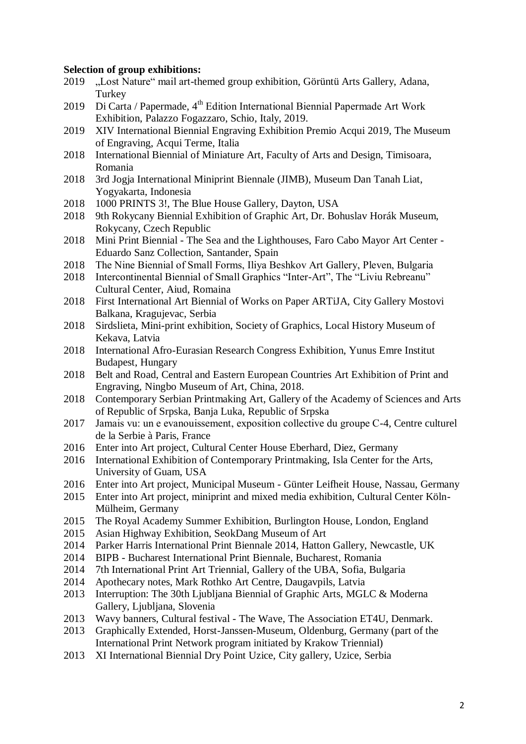**Selection of group exhibitions:**

2019 „Lost Nature“ mail art-themed group exhibition, Görüntü Arts Gallery, Adana, Turkey

2019 Di Carta / Papermade, 4th Edition International Biennial Papermade Art Work Exhibition, Palazzo Fogazzaro, Schio, Italy, 2019.

2019 XIV International Biennial Engraving Exhibition Premio Acqui 2019, The Museum of Engraving, Acqui Terme, Italia

2018 International Biennial of Miniature Art, Faculty of Arts and Design, Timisoara, Romania

2018 3rd Jogja International Miniprint Biennale (JIMB), Museum Dan Tanah Liat, Yogyakarta, Indonesia

2018 1000 PRINTS 3!, The Blue House Gallery, Dayton, USA

2018 9th Rokycany Biennial Exhibition of Graphic Art, Dr. Bohuslav Horák Museum, Rokycany, Czech Republic

2018 Mini Print Biennial - The Sea and the Lighthouses, Faro Cabo Mayor Art Center - Eduardo Sanz Collection, Santander, Spain

2018 The Nine Biennial of Small Forms, Iliya Beshkov Art Gallery, Pleven, Bulgaria

2018 Intercontinental Biennial of Small Graphics “Inter-Art”, The “Liviu Rebreanu” Cultural Center, Aiud, Romaina

2018 First International Art Biennial of Works on Paper ARTiJA, City Gallery Mostovi Balkana, Kragujevac, Serbia

2018 Sirdslieta, Mini-print exhibition, Society of Graphics, Local History Museum of Kekava, Latvia

2018 International Afro-Eurasian Research Congress Exhibition, Yunus Emre Institut Budapest, Hungary

2018 Belt and Road, Central and Eastern European Countries Art Exhibition of Print and Engraving, Ningbo Museum of Art, China, 2018.

2018 Contemporary Serbian Printmaking Art, Gallery of the Academy of Sciences and Arts of Republic of Srpska, Banja Luka, Republic of Srpska

2017 Jamais vu: un e evanouissement, exposition collective du groupe C-4, Centre culturel de la Serbie à Paris, France

2016 Enter into Art project, Cultural Center House Eberhard, Diez, Germany

2016 International Exhibition of Contemporary Printmaking, Isla Center for the Arts, University of Guam, USA

2016 Enter into Art project, Municipal Museum - Günter Leifheit House, Nassau, Germany

2015 Enter into Art project, miniprint and mixed media exhibition, Cultural Center Köln-Mülheim, Germany

2015 The Royal Academy Summer Exhibition, Burlington House, London, England

2015 Asian Highway Exhibition, SeokDang Museum of Art

2014 Parker Harris International Print Biennale 2014, Hatton Gallery, Newcastle, UK

2014 BIPB - Bucharest International Print Biennale, Bucharest, Romania

2014 7th International Print Art Triennial, Gallery of the UBA, Sofia, Bulgaria

2014 Apothecary notes, Mark Rothko Art Centre, Daugavpils, Latvia

2013 Interruption: The 30th Ljubljana Biennial of Graphic Arts, MGLC & Moderna Gallery, Ljubljana, Slovenia

2013 Wavy banners, Cultural festival - The Wave, The Association ET4U, Denmark.

2013 Graphically Extended, Horst-Janssen-Museum, Oldenburg, Germany (part of the International Print Network program initiated by Krakow Triennial)

2013 XI International Biennial Dry Point Uzice, City gallery, Uzice, Serbia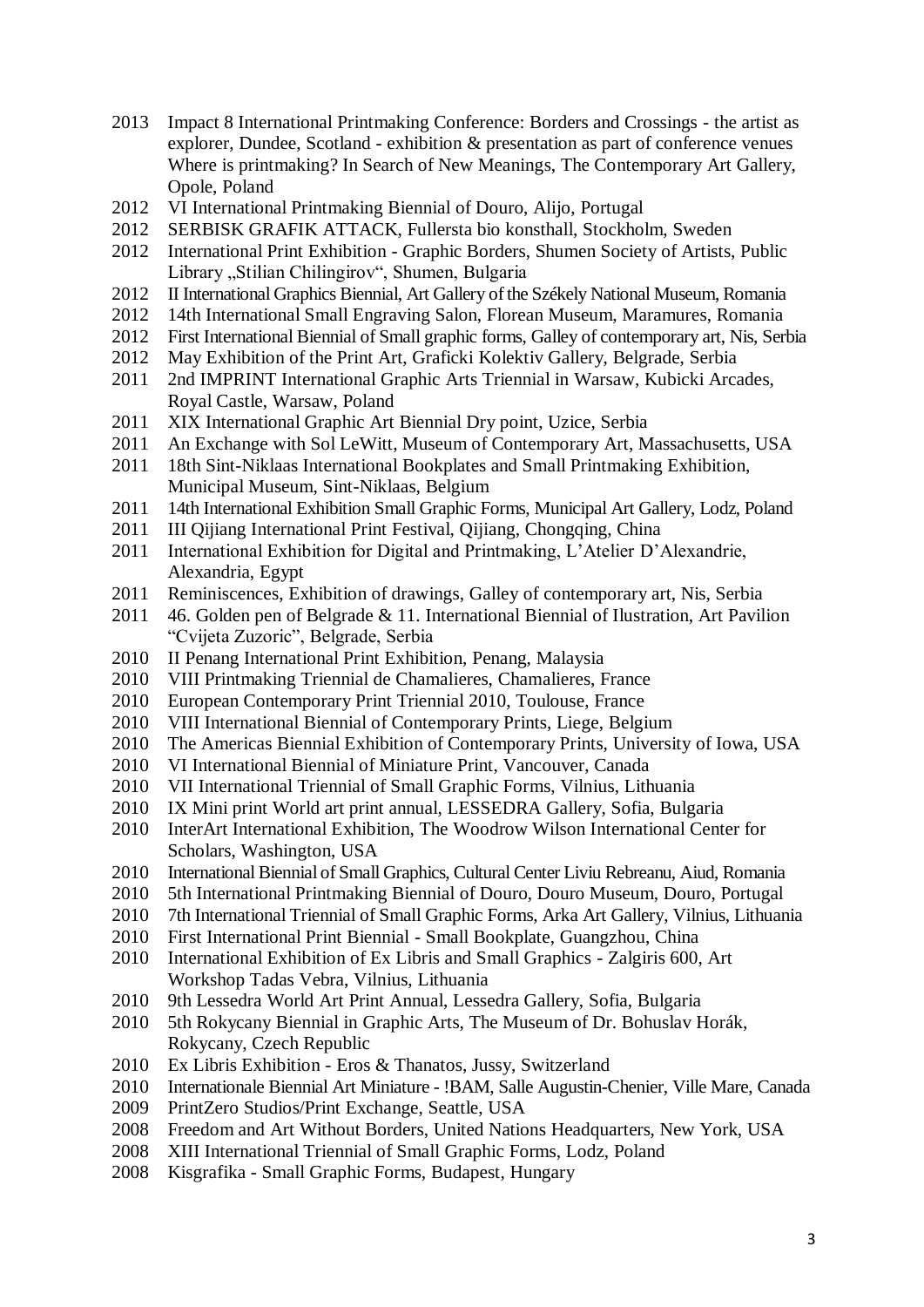2013 Impact 8 International Printmaking Conference: Borders and Crossings - the artist as explorer, Dundee, Scotland - exhibition & presentation as part of conference venues Where is printmaking? In Search of New Meanings, The Contemporary Art Gallery, Opole, Poland
2012 VI International Printmaking Biennial of Douro, Alijo, Portugal
2012 SERBISK GRAFIK ATTACK, Fullersta bio konsthall, Stockholm, Sweden
2012 International Print Exhibition - Graphic Borders, Shumen Society of Artists, Public Library „Stilian Chilingirov", Shumen, Bulgaria
2012 II International Graphics Biennial, Art Gallery of the Székely National Museum, Romania
2012 14th International Small Engraving Salon, Florean Museum, Maramures, Romania
2012 First International Biennial of Small graphic forms, Galley of contemporary art, Nis, Serbia
2012 May Exhibition of the Print Art, Graficki Kolektiv Gallery, Belgrade, Serbia
2011 2nd IMPRINT International Graphic Arts Triennial in Warsaw, Kubicki Arcades, Royal Castle, Warsaw, Poland
2011 XIX International Graphic Art Biennial Dry point, Uzice, Serbia
2011 An Exchange with Sol LeWitt, Museum of Contemporary Art, Massachusetts, USA
2011 18th Sint-Niklaas International Bookplates and Small Printmaking Exhibition, Municipal Museum, Sint-Niklaas, Belgium
2011 14th International Exhibition Small Graphic Forms, Municipal Art Gallery, Lodz, Poland
2011 III Qijiang International Print Festival, Qijiang, Chongqing, China
2011 International Exhibition for Digital and Printmaking, L'Atelier D'Alexandrie, Alexandria, Egypt
2011 Reminiscences, Exhibition of drawings, Galley of contemporary art, Nis, Serbia
2011 46. Golden pen of Belgrade & 11. International Biennial of Ilustration, Art Pavilion "Cvijeta Zuzoric", Belgrade, Serbia
2010 II Penang International Print Exhibition, Penang, Malaysia
2010 VIII Printmaking Triennial de Chamalieres, Chamalieres, France
2010 European Contemporary Print Triennial 2010, Toulouse, France
2010 VIII International Biennial of Contemporary Prints, Liege, Belgium
2010 The Americas Biennial Exhibition of Contemporary Prints, University of Iowa, USA
2010 VI International Biennial of Miniature Print, Vancouver, Canada
2010 VII International Triennial of Small Graphic Forms, Vilnius, Lithuania
2010 IX Mini print World art print annual, LESSEDRA Gallery, Sofia, Bulgaria
2010 InterArt International Exhibition, The Woodrow Wilson International Center for Scholars, Washington, USA
2010 International Biennial of Small Graphics, Cultural Center Liviu Rebreanu, Aiud, Romania
2010 5th International Printmaking Biennial of Douro, Douro Museum, Douro, Portugal
2010 7th International Triennial of Small Graphic Forms, Arka Art Gallery, Vilnius, Lithuania
2010 First International Print Biennial - Small Bookplate, Guangzhou, China
2010 International Exhibition of Ex Libris and Small Graphics - Zalgiris 600, Art Workshop Tadas Vebra, Vilnius, Lithuania
2010 9th Lessedra World Art Print Annual, Lessedra Gallery, Sofia, Bulgaria
2010 5th Rokycany Biennial in Graphic Arts, The Museum of Dr. Bohuslav Horák, Rokycany, Czech Republic
2010 Ex Libris Exhibition - Eros & Thanatos, Jussy, Switzerland
2010 Internationale Biennial Art Miniature - !BAM, Salle Augustin-Chenier, Ville Mare, Canada
2009 PrintZero Studios/Print Exchange, Seattle, USA
2008 Freedom and Art Without Borders, United Nations Headquarters, New York, USA
2008 XIII International Triennial of Small Graphic Forms, Lodz, Poland
2008 Kisgrafika - Small Graphic Forms, Budapest, Hungary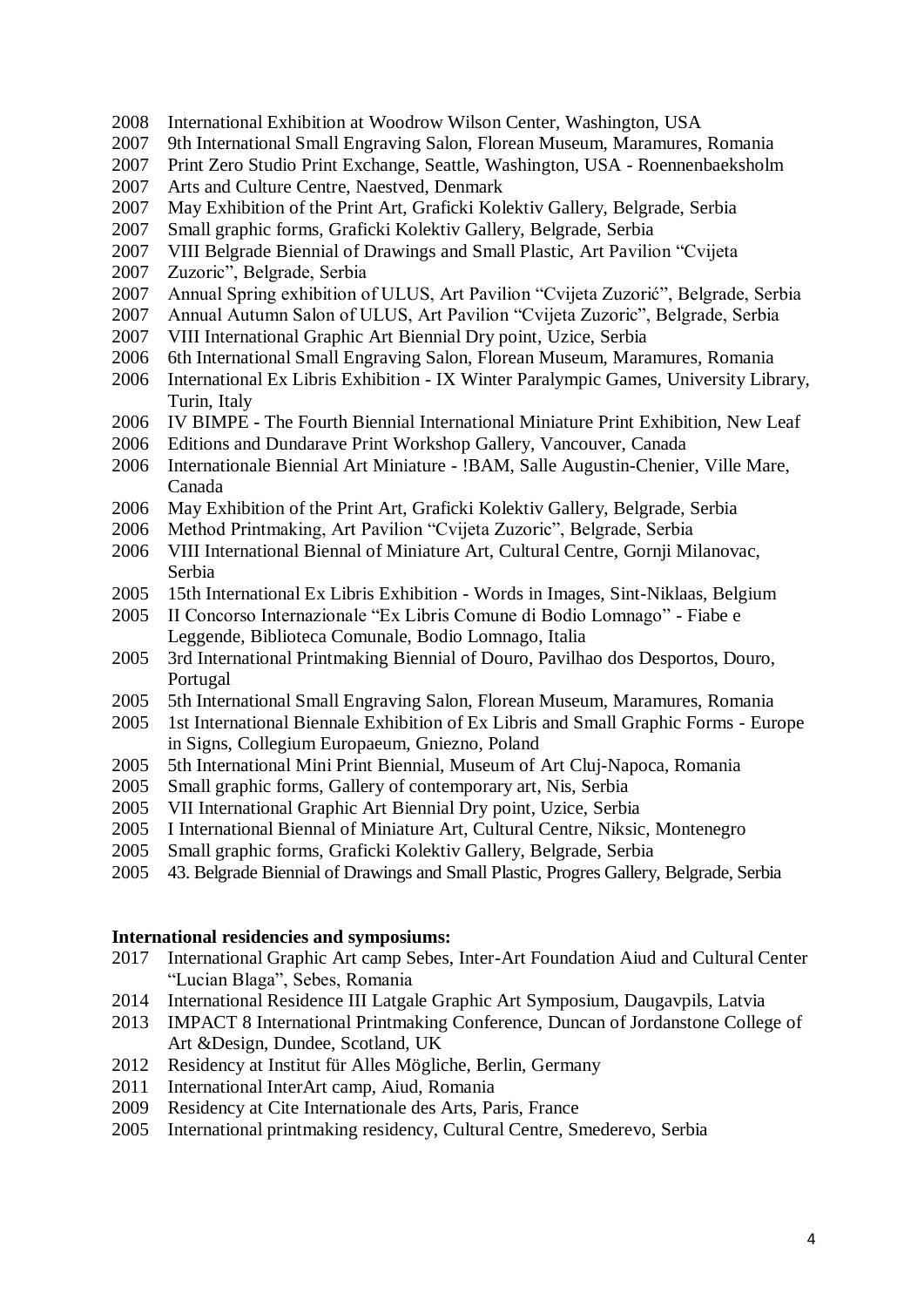2008 International Exhibition at Woodrow Wilson Center, Washington, USA
2007 9th International Small Engraving Salon, Florean Museum, Maramures, Romania
2007 Print Zero Studio Print Exchange, Seattle, Washington, USA - Roennenbaeksholm
2007 Arts and Culture Centre, Naestved, Denmark
2007 May Exhibition of the Print Art, Graficki Kolektiv Gallery, Belgrade, Serbia
2007 Small graphic forms, Graficki Kolektiv Gallery, Belgrade, Serbia
2007 VIII Belgrade Biennial of Drawings and Small Plastic, Art Pavilion "Cvijeta
2007 Zuzoric", Belgrade, Serbia
2007 Annual Spring exhibition of ULUS, Art Pavilion "Cvijeta Zuzorić", Belgrade, Serbia
2007 Annual Autumn Salon of ULUS, Art Pavilion "Cvijeta Zuzoric", Belgrade, Serbia
2007 VIII International Graphic Art Biennial Dry point, Uzice, Serbia
2006 6th International Small Engraving Salon, Florean Museum, Maramures, Romania
2006 International Ex Libris Exhibition - IX Winter Paralympic Games, University Library, Turin, Italy
2006 IV BIMPE - The Fourth Biennial International Miniature Print Exhibition, New Leaf
2006 Editions and Dundarave Print Workshop Gallery, Vancouver, Canada
2006 Internationale Biennial Art Miniature - !BAM, Salle Augustin-Chenier, Ville Mare, Canada
2006 May Exhibition of the Print Art, Graficki Kolektiv Gallery, Belgrade, Serbia
2006 Method Printmaking, Art Pavilion "Cvijeta Zuzoric", Belgrade, Serbia
2006 VIII International Biennal of Miniature Art, Cultural Centre, Gornji Milanovac, Serbia
2005 15th International Ex Libris Exhibition - Words in Images, Sint-Niklaas, Belgium
2005 II Concorso Internazionale "Ex Libris Comune di Bodio Lomnago" - Fiabe e Leggende, Biblioteca Comunale, Bodio Lomnago, Italia
2005 3rd International Printmaking Biennial of Douro, Pavilhao dos Desportos, Douro, Portugal
2005 5th International Small Engraving Salon, Florean Museum, Maramures, Romania
2005 1st International Biennale Exhibition of Ex Libris and Small Graphic Forms - Europe in Signs, Collegium Europaeum, Gniezno, Poland
2005 5th International Mini Print Biennial, Museum of Art Cluj-Napoca, Romania
2005 Small graphic forms, Gallery of contemporary art, Nis, Serbia
2005 VII International Graphic Art Biennial Dry point, Uzice, Serbia
2005 I International Biennal of Miniature Art, Cultural Centre, Niksic, Montenegro
2005 Small graphic forms, Graficki Kolektiv Gallery, Belgrade, Serbia
2005 43. Belgrade Biennial of Drawings and Small Plastic, Progres Gallery, Belgrade, Serbia

**International residencies and symposiums:**

2017 International Graphic Art camp Sebes, Inter-Art Foundation Aiud and Cultural Center "Lucian Blaga", Sebes, Romania
2014 International Residence III Latgale Graphic Art Symposium, Daugavpils, Latvia
2013 IMPACT 8 International Printmaking Conference, Duncan of Jordanstone College of Art &Design, Dundee, Scotland, UK
2012 Residency at Institut für Alles Mögliche, Berlin, Germany
2011 International InterArt camp, Aiud, Romania
2009 Residency at Cite Internationale des Arts, Paris, France
2005 International printmaking residency, Cultural Centre, Smederevo, Serbia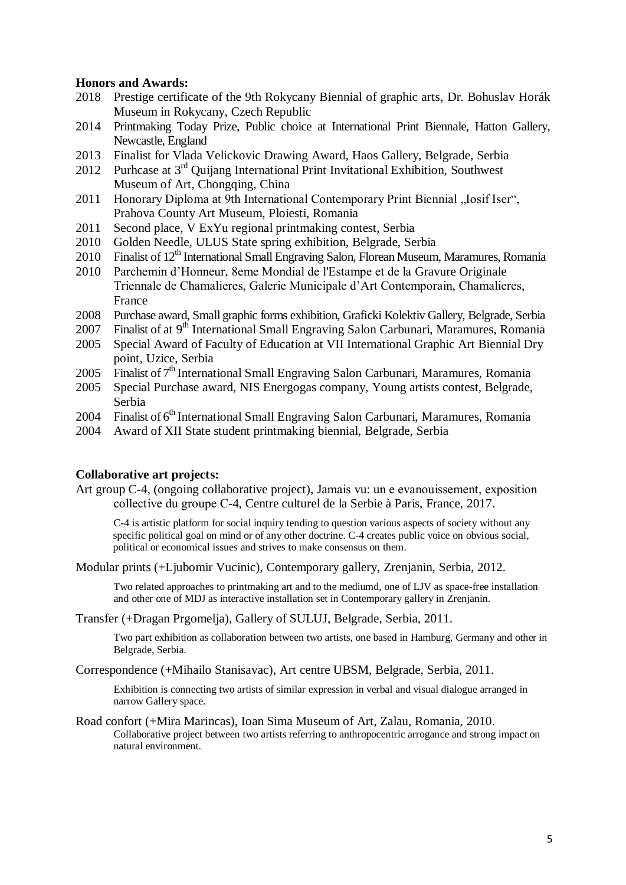**Honors and Awards:**

2018 Prestige certificate of the 9th Rokycany Biennial of graphic arts, Dr. Bohuslav Horák Museum in Rokycany, Czech Republic

2014 Printmaking Today Prize, Public choice at International Print Biennale, Hatton Gallery, Newcastle, England

2013 Finalist for Vlada Velickovic Drawing Award, Haos Gallery, Belgrade, Serbia

2012 Purhcase at 3rd Quijang International Print Invitational Exhibition, Southwest Museum of Art, Chongqing, China

2011 Honorary Diploma at 9th International Contemporary Print Biennial „Iosif Iser“, Prahova County Art Museum, Ploiesti, Romania

2011 Second place, V ExYu regional printmaking contest, Serbia

2010 Golden Needle, ULUS State spring exhibition, Belgrade, Serbia

2010 Finalist of 12th International Small Engraving Salon, Florean Museum, Maramures, Romania

2010 Parchemin d’Honneur, 8eme Mondial de l'Estampe et de la Gravure Originale Triennale de Chamalieres, Galerie Municipale d’Art Contemporain, Chamalieres, France

2008 Purchase award, Small graphic forms exhibition, Graficki Kolektiv Gallery, Belgrade, Serbia

2007 Finalist of at 9th International Small Engraving Salon Carbunari, Maramures, Romania

2005 Special Award of Faculty of Education at VII International Graphic Art Biennial Dry point, Uzice, Serbia

2005 Finalist of 7th International Small Engraving Salon Carbunari, Maramures, Romania

2005 Special Purchase award, NIS Energogas company, Young artists contest, Belgrade, Serbia

2004 Finalist of 6th International Small Engraving Salon Carbunari, Maramures, Romania

2004 Award of XII State student printmaking biennial, Belgrade, Serbia

**Collaborative art projects:**

Art group C-4, (ongoing collaborative project), Jamais vu: un e evanouissement, exposition collective du groupe C-4, Centre culturel de la Serbie à Paris, France, 2017.

C-4 is artistic platform for social inquiry tending to question various aspects of society without any specific political goal on mind or of any other doctrine. C-4 creates public voice on obvious social, political or economical issues and strives to make consensus on them.

Modular prints (+Ljubomir Vucinic), Contemporary gallery, Zrenjanin, Serbia, 2012.

Two related approaches to printmaking art and to the mediumd, one of LJV as space-free installation and other one of MDJ as interactive installation set in Contemporary gallery in Zrenjanin.

Transfer (+Dragan Prgomelja), Gallery of SULUJ, Belgrade, Serbia, 2011.

Two part exhibition as collaboration between two artists, one based in Hamburg, Germany and other in Belgrade, Serbia.

Correspondence (+Mihailo Stanisavac), Art centre UBSM, Belgrade, Serbia, 2011.

Exhibition is connecting two artists of similar expression in verbal and visual dialogue arranged in narrow Gallery space.

Road confort (+Mira Marincas), Ioan Sima Museum of Art, Zalau, Romania, 2010.

Collaborative project between two artists referring to anthropocentric arrogance and strong impact on natural environment.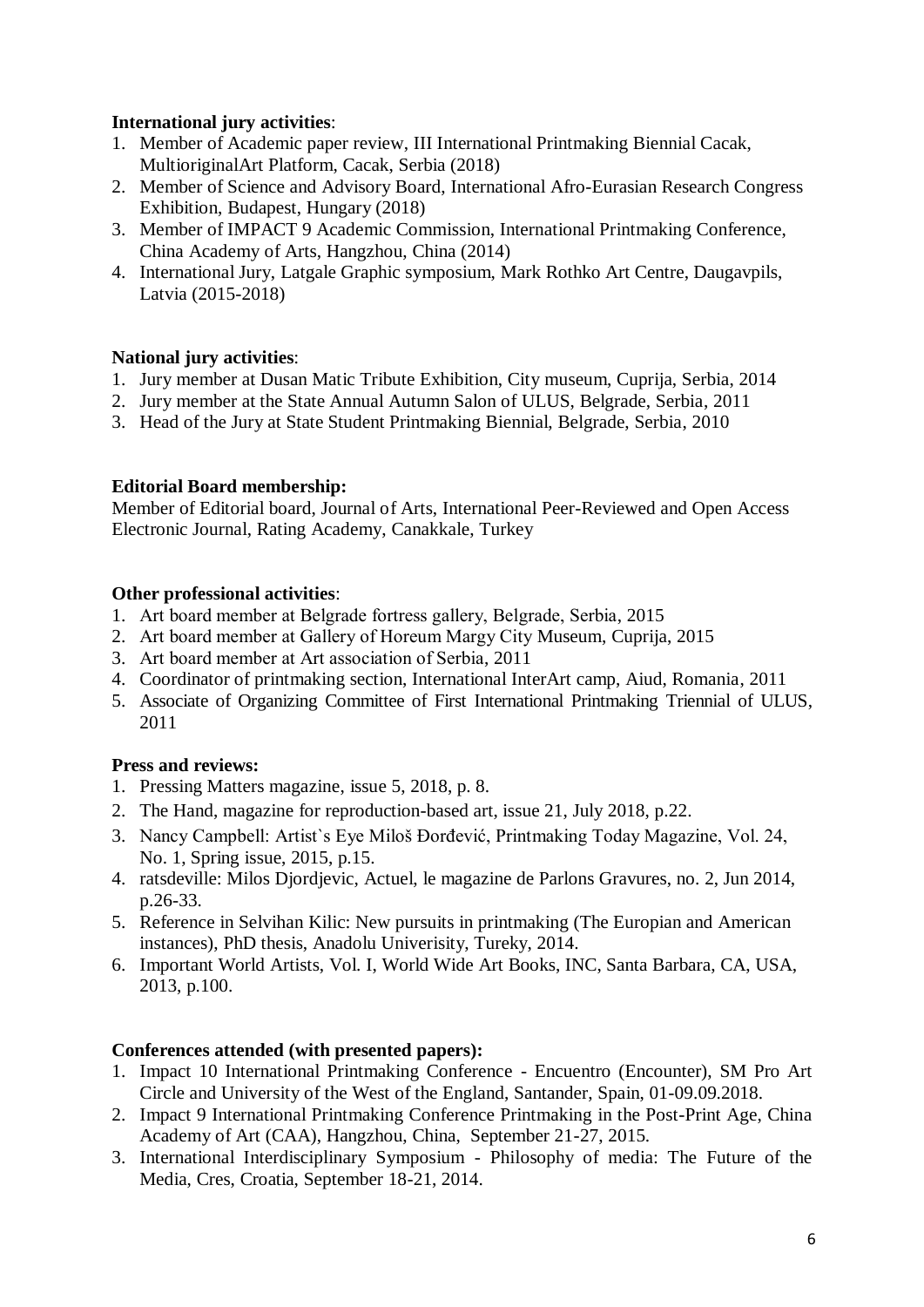**International jury activities**:

1. Member of Academic paper review, III International Printmaking Biennial Cacak, MultioriginalArt Platform, Cacak, Serbia (2018)
2. Member of Science and Advisory Board, International Afro-Eurasian Research Congress Exhibition, Budapest, Hungary (2018)
3. Member of IMPACT 9 Academic Commission, International Printmaking Conference, China Academy of Arts, Hangzhou, China (2014)
4. International Jury, Latgale Graphic symposium, Mark Rothko Art Centre, Daugavpils, Latvia (2015-2018)

**National jury activities**:

1. Jury member at Dusan Matic Tribute Exhibition, City museum, Cuprija, Serbia, 2014
2. Jury member at the State Annual Autumn Salon of ULUS, Belgrade, Serbia, 2011
3. Head of the Jury at State Student Printmaking Biennial, Belgrade, Serbia, 2010

**Editorial Board membership:**

Member of Editorial board, Journal of Arts, International Peer-Reviewed and Open Access Electronic Journal, Rating Academy, Canakkale, Turkey

**Other professional activities**:

1. Art board member at Belgrade fortress gallery, Belgrade, Serbia, 2015
2. Art board member at Gallery of Horeum Margy City Museum, Cuprija, 2015
3. Art board member at Art association of Serbia, 2011
4. Coordinator of printmaking section, International InterArt camp, Aiud, Romania, 2011
5. Associate of Organizing Committee of First International Printmaking Triennial of ULUS, 2011

**Press and reviews:**

1. Pressing Matters magazine, issue 5, 2018, p. 8.
2. The Hand, magazine for reproduction-based art, issue 21, July 2018, p.22.
3. Nancy Campbell: Artist`s Eye Miloš Đorđević, Printmaking Today Magazine, Vol. 24, No. 1, Spring issue, 2015, p.15.
4. ratsdeville: Milos Djordjevic, Actuel, le magazine de Parlons Gravures, no. 2, Jun 2014, p.26-33.
5. Reference in Selvihan Kilic: New pursuits in printmaking (The Europian and American instances), PhD thesis, Anadolu Univerisity, Tureky, 2014.
6. Important World Artists, Vol. I, World Wide Art Books, INC, Santa Barbara, CA, USA, 2013, p.100.

**Conferences attended (with presented papers):**

1. Impact 10 International Printmaking Conference - Encuentro (Encounter), SM Pro Art Circle and University of the West of the England, Santander, Spain, 01-09.09.2018.
2. Impact 9 International Printmaking Conference Printmaking in the Post-Print Age, China Academy of Art (CAA), Hangzhou, China, September 21-27, 2015.
3. International Interdisciplinary Symposium - Philosophy of media: The Future of the Media, Cres, Croatia, September 18-21, 2014.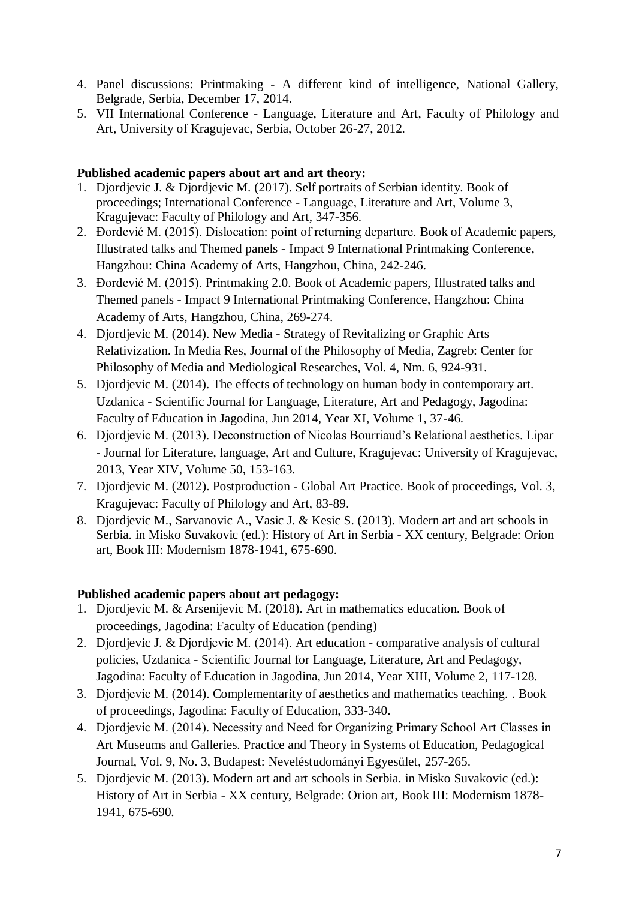4. Panel discussions: Printmaking - A different kind of intelligence, National Gallery, Belgrade, Serbia, December 17, 2014.
5. VII International Conference - Language, Literature and Art, Faculty of Philology and Art, University of Kragujevac, Serbia, October 26-27, 2012.

**Published academic papers about art and art theory:**

1. Djordjevic J. & Djordjevic M. (2017). Self portraits of Serbian identity. Book of proceedings; International Conference - Language, Literature and Art, Volume 3, Kragujevac: Faculty of Philology and Art, 347-356.
2. Đorđević M. (2015). Dislocation: point of returning departure. Book of Academic papers, Illustrated talks and Themed panels - Impact 9 International Printmaking Conference, Hangzhou: China Academy of Arts, Hangzhou, China, 242-246.
3. Đorđević M. (2015). Printmaking 2.0. Book of Academic papers, Illustrated talks and Themed panels - Impact 9 International Printmaking Conference, Hangzhou: China Academy of Arts, Hangzhou, China, 269-274.
4. Djordjevic M. (2014). New Media - Strategy of Revitalizing or Graphic Arts Relativization. In Media Res, Journal of the Philosophy of Media, Zagreb: Center for Philosophy of Media and Mediological Researches, Vol. 4, Nm. 6, 924-931.
5. Djordjevic M. (2014). The effects of technology on human body in contemporary art. Uzdanica - Scientific Journal for Language, Literature, Art and Pedagogy, Jagodina: Faculty of Education in Jagodina, Jun 2014, Year XI, Volume 1, 37-46.
6. Djordjevic M. (2013). Deconstruction of Nicolas Bourriaud's Relational aesthetics. Lipar - Journal for Literature, language, Art and Culture, Kragujevac: University of Kragujevac, 2013, Year XIV, Volume 50, 153-163.
7. Djordjevic M. (2012). Postproduction - Global Art Practice. Book of proceedings, Vol. 3, Kragujevac: Faculty of Philology and Art, 83-89.
8. Djordjevic M., Sarvanovic A., Vasic J. & Kesic S. (2013). Modern art and art schools in Serbia. in Misko Suvakovic (ed.): History of Art in Serbia - XX century, Belgrade: Orion art, Book III: Modernism 1878-1941, 675-690.

**Published academic papers about art pedagogy:**

1. Djordjevic M. & Arsenijevic M. (2018). Art in mathematics education. Book of proceedings, Jagodina: Faculty of Education (pending)
2. Djordjevic J. & Djordjevic M. (2014). Art education - comparative analysis of cultural policies, Uzdanica - Scientific Journal for Language, Literature, Art and Pedagogy, Jagodina: Faculty of Education in Jagodina, Jun 2014, Year XIII, Volume 2, 117-128.
3. Djordjevic M. (2014). Complementarity of aesthetics and mathematics teaching. . Book of proceedings, Jagodina: Faculty of Education, 333-340.
4. Djordjevic M. (2014). Necessity and Need for Organizing Primary School Art Classes in Art Museums and Galleries. Practice and Theory in Systems of Education, Pedagogical Journal, Vol. 9, No. 3, Budapest: Neveléstudományi Egyesület, 257-265.
5. Djordjevic M. (2013). Modern art and art schools in Serbia. in Misko Suvakovic (ed.): History of Art in Serbia - XX century, Belgrade: Orion art, Book III: Modernism 1878-1941, 675-690.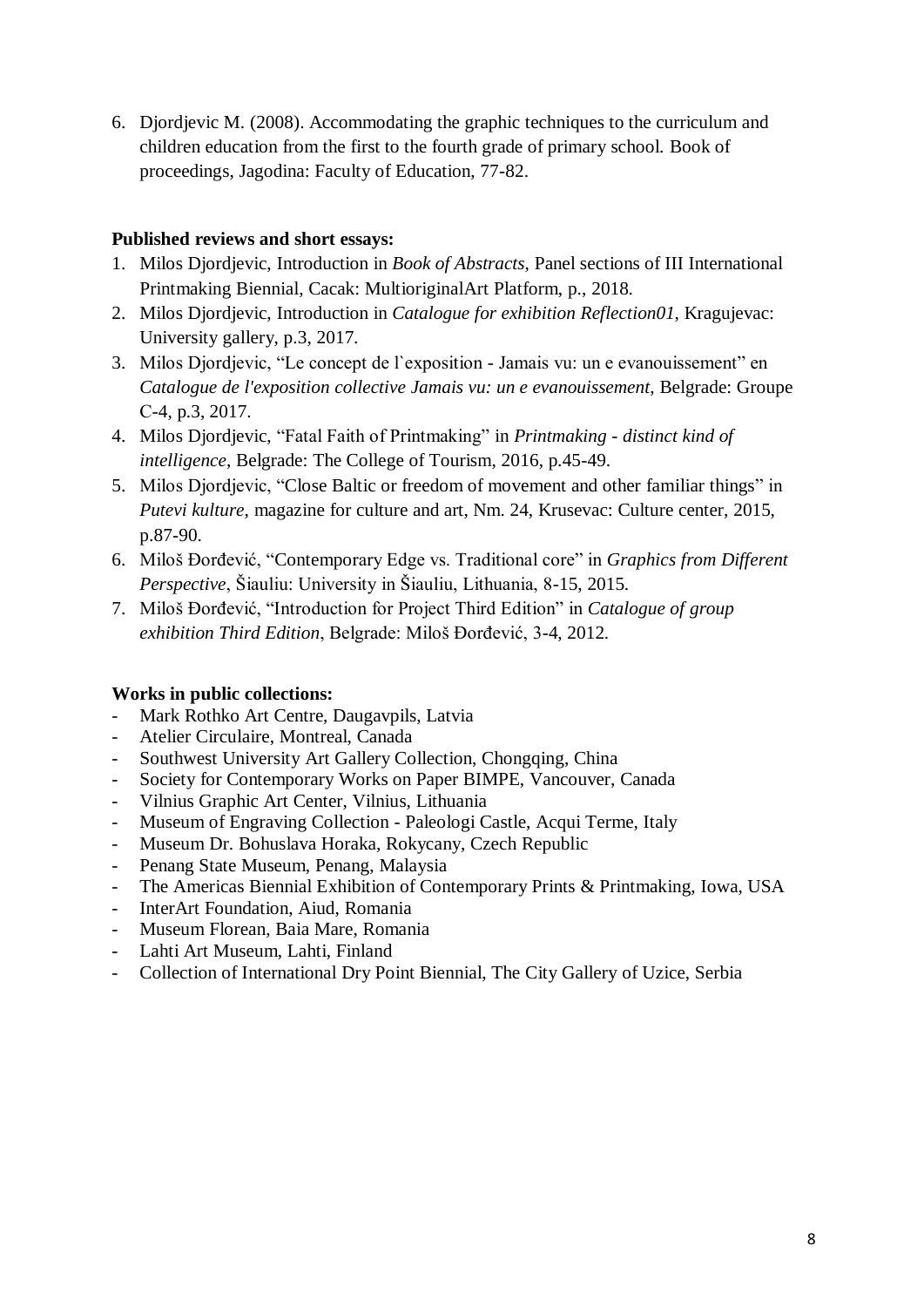6. Djordjevic M. (2008). Accommodating the graphic techniques to the curriculum and children education from the first to the fourth grade of primary school. Book of proceedings, Jagodina: Faculty of Education, 77-82.

**Published reviews and short essays:**

1. Milos Djordjevic, Introduction in *Book of Abstracts*, Panel sections of III International Printmaking Biennial, Cacak: MultioriginalArt Platform, p., 2018.
2. Milos Djordjevic, Introduction in *Catalogue for exhibition Reflection01*, Kragujevac: University gallery, p.3, 2017.
3. Milos Djordjevic, "Le concept de l`exposition - Jamais vu: un e evanouissement" en *Catalogue de l'exposition collective Jamais vu: un e evanouissement*, Belgrade: Groupe C-4, p.3, 2017.
4. Milos Djordjevic, "Fatal Faith of Printmaking" in *Printmaking - distinct kind of intelligence*, Belgrade: The College of Tourism, 2016, p.45-49.
5. Milos Djordjevic, "Close Baltic or freedom of movement and other familiar things" in *Putevi kulture*, magazine for culture and art, Nm. 24, Krusevac: Culture center, 2015, p.87-90.
6. Miloš Đorđević, "Contemporary Edge vs. Traditional core" in *Graphics from Different Perspective*, Šiauliu: University in Šiauliu, Lithuania, 8-15, 2015.
7. Miloš Đorđević, "Introduction for Project Third Edition" in *Catalogue of group exhibition Third Edition*, Belgrade: Miloš Đorđević, 3-4, 2012.

**Works in public collections:**

- Mark Rothko Art Centre, Daugavpils, Latvia
- Atelier Circulaire, Montreal, Canada
- Southwest University Art Gallery Collection, Chongqing, China
- Society for Contemporary Works on Paper BIMPE, Vancouver, Canada
- Vilnius Graphic Art Center, Vilnius, Lithuania
- Museum of Engraving Collection - Paleologi Castle, Acqui Terme, Italy
- Museum Dr. Bohuslava Horaka, Rokycany, Czech Republic
- Penang State Museum, Penang, Malaysia
- The Americas Biennial Exhibition of Contemporary Prints & Printmaking, Iowa, USA
- InterArt Foundation, Aiud, Romania
- Museum Florean, Baia Mare, Romania
- Lahti Art Museum, Lahti, Finland
- Collection of International Dry Point Biennial, The City Gallery of Uzice, Serbia